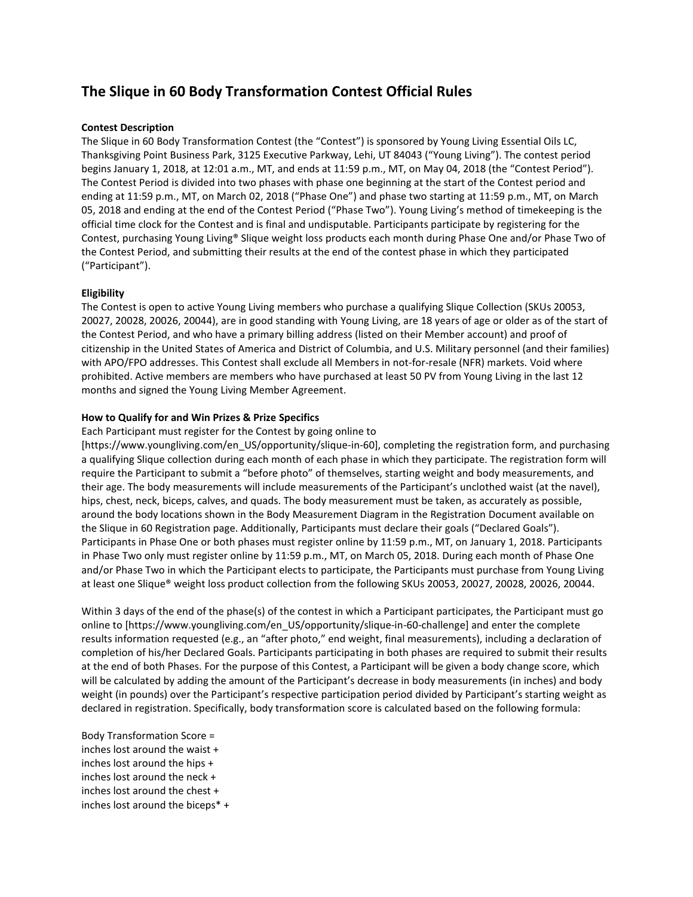# The Slique in 60 Body Transformation Contest Official Rules

**Contest Description**

The Slique in 60 Body Transformation Contest (the "Contest") is sponsored by Young Living Essential Oils LC, Thanksgiving Point Business Park, 3125 Executive Parkway, Lehi, UT 84043 ("Young Living"). The contest period begins January 1, 2018, at 12:01 a.m., MT, and ends at 11:59 p.m., MT, on May 04, 2018 (the "Contest Period"). The Contest Period is divided into two phases with phase one beginning at the start of the Contest period and ending at 11:59 p.m., MT, on March 02, 2018 ("Phase One") and phase two starting at 11:59 p.m., MT, on March 05, 2018 and ending at the end of the Contest Period ("Phase Two"). Young Living's method of timekeeping is the official time clock for the Contest and is final and undisputable. Participants participate by registering for the Contest, purchasing Young Living® Slique weight loss products each month during Phase One and/or Phase Two of the Contest Period, and submitting their results at the end of the contest phase in which they participated ("Participant").

**Eligibility**

The Contest is open to active Young Living members who purchase a qualifying Slique Collection (SKUs 20053, 20027, 20028, 20026, 20044), are in good standing with Young Living, are 18 years of age or older as of the start of the Contest Period, and who have a primary billing address (listed on their Member account) and proof of citizenship in the United States of America and District of Columbia, and U.S. Military personnel (and their families) with APO/FPO addresses. This Contest shall exclude all Members in not-for-resale (NFR) markets. Void where prohibited. Active members are members who have purchased at least 50 PV from Young Living in the last 12 months and signed the Young Living Member Agreement.

**How to Qualify for and Win Prizes & Prize Specifics**

Each Participant must register for the Contest by going online to [https://www.youngliving.com/en_US/opportunity/slique-in-60], completing the registration form, and purchasing a qualifying Slique collection during each month of each phase in which they participate. The registration form will require the Participant to submit a "before photo" of themselves, starting weight and body measurements, and their age. The body measurements will include measurements of the Participant's unclothed waist (at the navel), hips, chest, neck, biceps, calves, and quads. The body measurement must be taken, as accurately as possible, around the body locations shown in the Body Measurement Diagram in the Registration Document available on the Slique in 60 Registration page. Additionally, Participants must declare their goals ("Declared Goals"). Participants in Phase One or both phases must register online by 11:59 p.m., MT, on January 1, 2018. Participants in Phase Two only must register online by 11:59 p.m., MT, on March 05, 2018. During each month of Phase One and/or Phase Two in which the Participant elects to participate, the Participants must purchase from Young Living at least one Slique® weight loss product collection from the following SKUs 20053, 20027, 20028, 20026, 20044.

Within 3 days of the end of the phase(s) of the contest in which a Participant participates, the Participant must go online to [https://www.youngliving.com/en_US/opportunity/slique-in-60-challenge] and enter the complete results information requested (e.g., an "after photo," end weight, final measurements), including a declaration of completion of his/her Declared Goals. Participants participating in both phases are required to submit their results at the end of both Phases. For the purpose of this Contest, a Participant will be given a body change score, which will be calculated by adding the amount of the Participant's decrease in body measurements (in inches) and body weight (in pounds) over the Participant's respective participation period divided by Participant's starting weight as declared in registration. Specifically, body transformation score is calculated based on the following formula:

Body Transformation Score =
inches lost around the waist +
inches lost around the hips +
inches lost around the neck +
inches lost around the chest +
inches lost around the biceps* +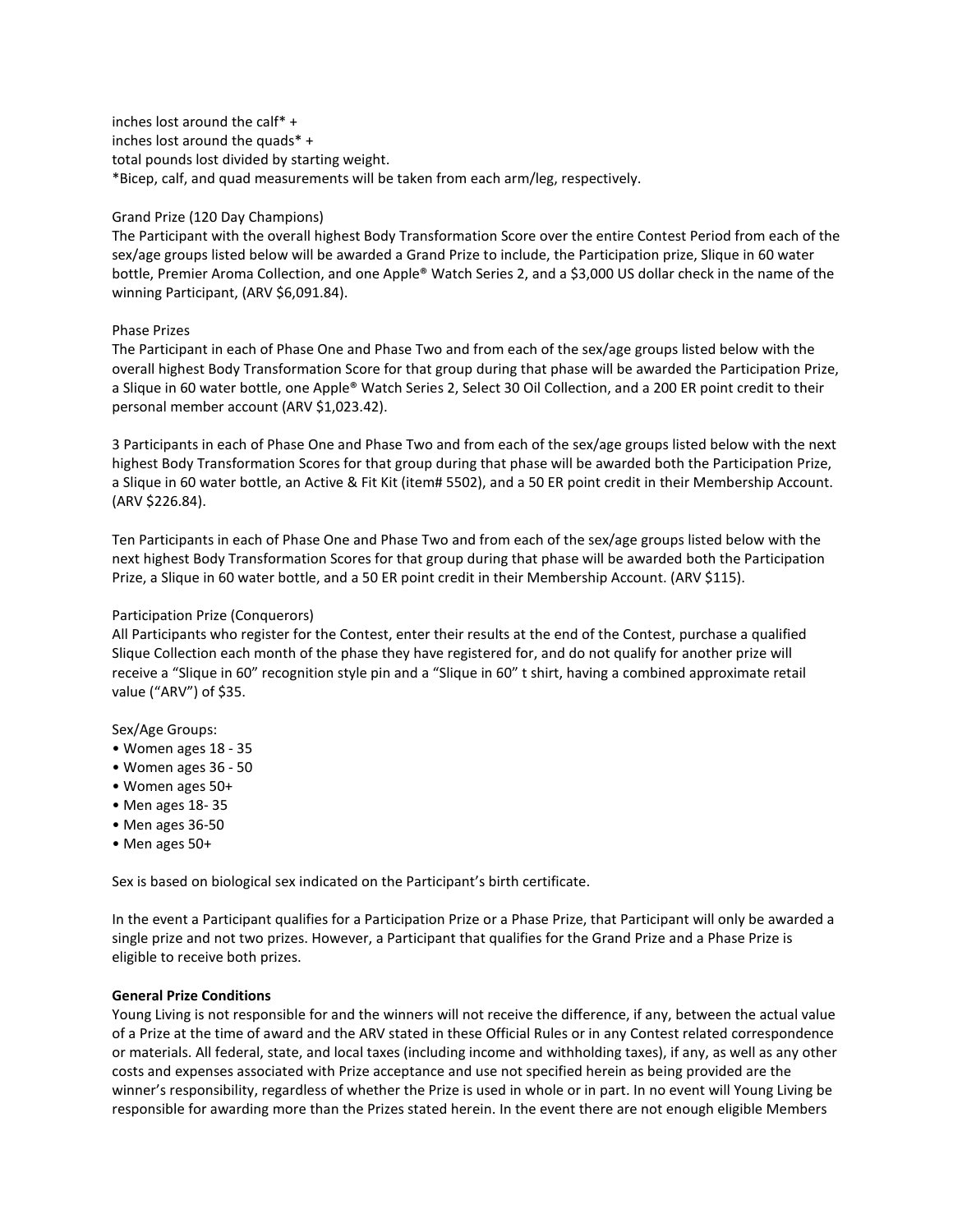inches lost around the calf* +
inches lost around the quads* +
total pounds lost divided by starting weight.
*Bicep, calf, and quad measurements will be taken from each arm/leg, respectively.

Grand Prize (120 Day Champions)
The Participant with the overall highest Body Transformation Score over the entire Contest Period from each of the sex/age groups listed below will be awarded a Grand Prize to include, the Participation prize, Slique in 60 water bottle, Premier Aroma Collection, and one Apple® Watch Series 2, and a $3,000 US dollar check in the name of the winning Participant, (ARV $6,091.84).

Phase Prizes
The Participant in each of Phase One and Phase Two and from each of the sex/age groups listed below with the overall highest Body Transformation Score for that group during that phase will be awarded the Participation Prize, a Slique in 60 water bottle, one Apple® Watch Series 2, Select 30 Oil Collection, and a 200 ER point credit to their personal member account (ARV $1,023.42).

3 Participants in each of Phase One and Phase Two and from each of the sex/age groups listed below with the next highest Body Transformation Scores for that group during that phase will be awarded both the Participation Prize, a Slique in 60 water bottle, an Active & Fit Kit (item# 5502), and a 50 ER point credit in their Membership Account. (ARV $226.84).

Ten Participants in each of Phase One and Phase Two and from each of the sex/age groups listed below with the next highest Body Transformation Scores for that group during that phase will be awarded both the Participation Prize, a Slique in 60 water bottle, and a 50 ER point credit in their Membership Account. (ARV $115).

Participation Prize (Conquerors)
All Participants who register for the Contest, enter their results at the end of the Contest, purchase a qualified Slique Collection each month of the phase they have registered for, and do not qualify for another prize will receive a "Slique in 60" recognition style pin and a "Slique in 60" t shirt, having a combined approximate retail value ("ARV") of $35.

Sex/Age Groups:

- Women ages 18 - 35
- Women ages 36 - 50
- Women ages 50+
- Men ages 18- 35
- Men ages 36-50
- Men ages 50+

Sex is based on biological sex indicated on the Participant's birth certificate.

In the event a Participant qualifies for a Participation Prize or a Phase Prize, that Participant will only be awarded a single prize and not two prizes. However, a Participant that qualifies for the Grand Prize and a Phase Prize is eligible to receive both prizes.

**General Prize Conditions**
Young Living is not responsible for and the winners will not receive the difference, if any, between the actual value of a Prize at the time of award and the ARV stated in these Official Rules or in any Contest related correspondence or materials. All federal, state, and local taxes (including income and withholding taxes), if any, as well as any other costs and expenses associated with Prize acceptance and use not specified herein as being provided are the winner's responsibility, regardless of whether the Prize is used in whole or in part. In no event will Young Living be responsible for awarding more than the Prizes stated herein. In the event there are not enough eligible Members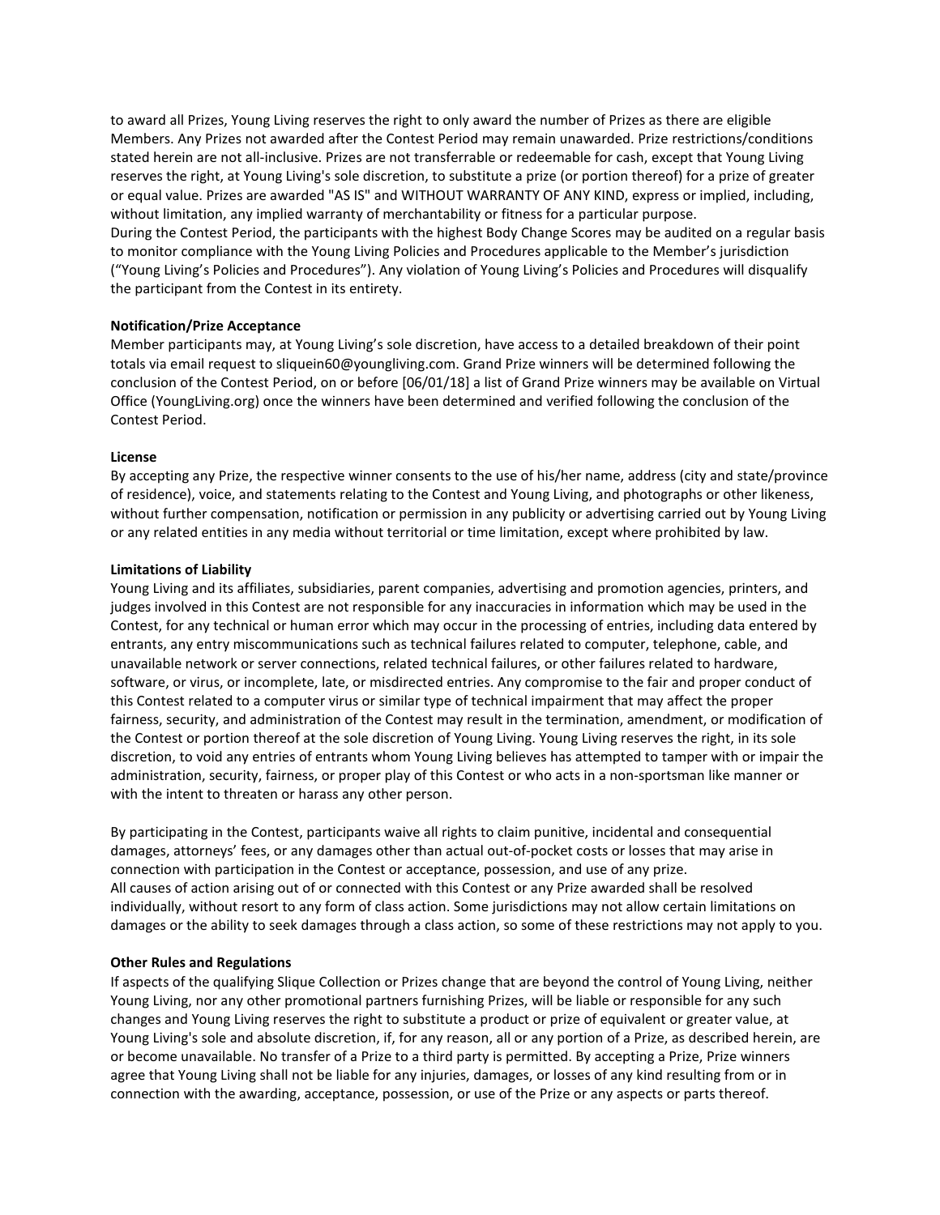to award all Prizes, Young Living reserves the right to only award the number of Prizes as there are eligible Members. Any Prizes not awarded after the Contest Period may remain unawarded. Prize restrictions/conditions stated herein are not all-inclusive. Prizes are not transferrable or redeemable for cash, except that Young Living reserves the right, at Young Living's sole discretion, to substitute a prize (or portion thereof) for a prize of greater or equal value. Prizes are awarded "AS IS" and WITHOUT WARRANTY OF ANY KIND, express or implied, including, without limitation, any implied warranty of merchantability or fitness for a particular purpose.
During the Contest Period, the participants with the highest Body Change Scores may be audited on a regular basis to monitor compliance with the Young Living Policies and Procedures applicable to the Member's jurisdiction ("Young Living's Policies and Procedures"). Any violation of Young Living's Policies and Procedures will disqualify the participant from the Contest in its entirety.

**Notification/Prize Acceptance**
Member participants may, at Young Living's sole discretion, have access to a detailed breakdown of their point totals via email request to sliquein60@youngliving.com. Grand Prize winners will be determined following the conclusion of the Contest Period, on or before [06/01/18] a list of Grand Prize winners may be available on Virtual Office (YoungLiving.org) once the winners have been determined and verified following the conclusion of the Contest Period.

**License**
By accepting any Prize, the respective winner consents to the use of his/her name, address (city and state/province of residence), voice, and statements relating to the Contest and Young Living, and photographs or other likeness, without further compensation, notification or permission in any publicity or advertising carried out by Young Living or any related entities in any media without territorial or time limitation, except where prohibited by law.

**Limitations of Liability**
Young Living and its affiliates, subsidiaries, parent companies, advertising and promotion agencies, printers, and judges involved in this Contest are not responsible for any inaccuracies in information which may be used in the Contest, for any technical or human error which may occur in the processing of entries, including data entered by entrants, any entry miscommunications such as technical failures related to computer, telephone, cable, and unavailable network or server connections, related technical failures, or other failures related to hardware, software, or virus, or incomplete, late, or misdirected entries. Any compromise to the fair and proper conduct of this Contest related to a computer virus or similar type of technical impairment that may affect the proper fairness, security, and administration of the Contest may result in the termination, amendment, or modification of the Contest or portion thereof at the sole discretion of Young Living. Young Living reserves the right, in its sole discretion, to void any entries of entrants whom Young Living believes has attempted to tamper with or impair the administration, security, fairness, or proper play of this Contest or who acts in a non-sportsman like manner or with the intent to threaten or harass any other person.

By participating in the Contest, participants waive all rights to claim punitive, incidental and consequential damages, attorneys' fees, or any damages other than actual out-of-pocket costs or losses that may arise in connection with participation in the Contest or acceptance, possession, and use of any prize.
All causes of action arising out of or connected with this Contest or any Prize awarded shall be resolved individually, without resort to any form of class action. Some jurisdictions may not allow certain limitations on damages or the ability to seek damages through a class action, so some of these restrictions may not apply to you.

**Other Rules and Regulations**
If aspects of the qualifying Slique Collection or Prizes change that are beyond the control of Young Living, neither Young Living, nor any other promotional partners furnishing Prizes, will be liable or responsible for any such changes and Young Living reserves the right to substitute a product or prize of equivalent or greater value, at Young Living's sole and absolute discretion, if, for any reason, all or any portion of a Prize, as described herein, are or become unavailable. No transfer of a Prize to a third party is permitted. By accepting a Prize, Prize winners agree that Young Living shall not be liable for any injuries, damages, or losses of any kind resulting from or in connection with the awarding, acceptance, possession, or use of the Prize or any aspects or parts thereof.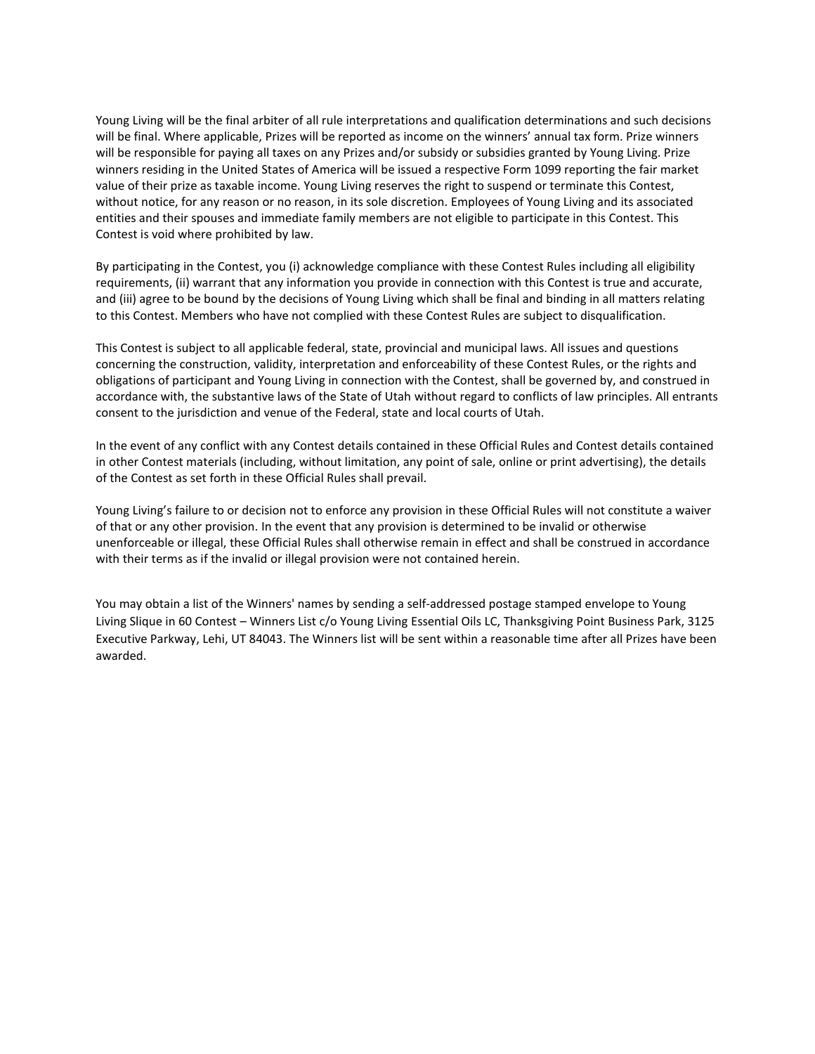Young Living will be the final arbiter of all rule interpretations and qualification determinations and such decisions will be final. Where applicable, Prizes will be reported as income on the winners' annual tax form. Prize winners will be responsible for paying all taxes on any Prizes and/or subsidy or subsidies granted by Young Living. Prize winners residing in the United States of America will be issued a respective Form 1099 reporting the fair market value of their prize as taxable income. Young Living reserves the right to suspend or terminate this Contest, without notice, for any reason or no reason, in its sole discretion. Employees of Young Living and its associated entities and their spouses and immediate family members are not eligible to participate in this Contest. This Contest is void where prohibited by law.

By participating in the Contest, you (i) acknowledge compliance with these Contest Rules including all eligibility requirements, (ii) warrant that any information you provide in connection with this Contest is true and accurate, and (iii) agree to be bound by the decisions of Young Living which shall be final and binding in all matters relating to this Contest. Members who have not complied with these Contest Rules are subject to disqualification.

This Contest is subject to all applicable federal, state, provincial and municipal laws. All issues and questions concerning the construction, validity, interpretation and enforceability of these Contest Rules, or the rights and obligations of participant and Young Living in connection with the Contest, shall be governed by, and construed in accordance with, the substantive laws of the State of Utah without regard to conflicts of law principles. All entrants consent to the jurisdiction and venue of the Federal, state and local courts of Utah.

In the event of any conflict with any Contest details contained in these Official Rules and Contest details contained in other Contest materials (including, without limitation, any point of sale, online or print advertising), the details of the Contest as set forth in these Official Rules shall prevail.

Young Living's failure to or decision not to enforce any provision in these Official Rules will not constitute a waiver of that or any other provision. In the event that any provision is determined to be invalid or otherwise unenforceable or illegal, these Official Rules shall otherwise remain in effect and shall be construed in accordance with their terms as if the invalid or illegal provision were not contained herein.

You may obtain a list of the Winners' names by sending a self-addressed postage stamped envelope to Young Living Slique in 60 Contest – Winners List c/o Young Living Essential Oils LC, Thanksgiving Point Business Park, 3125 Executive Parkway, Lehi, UT 84043. The Winners list will be sent within a reasonable time after all Prizes have been awarded.